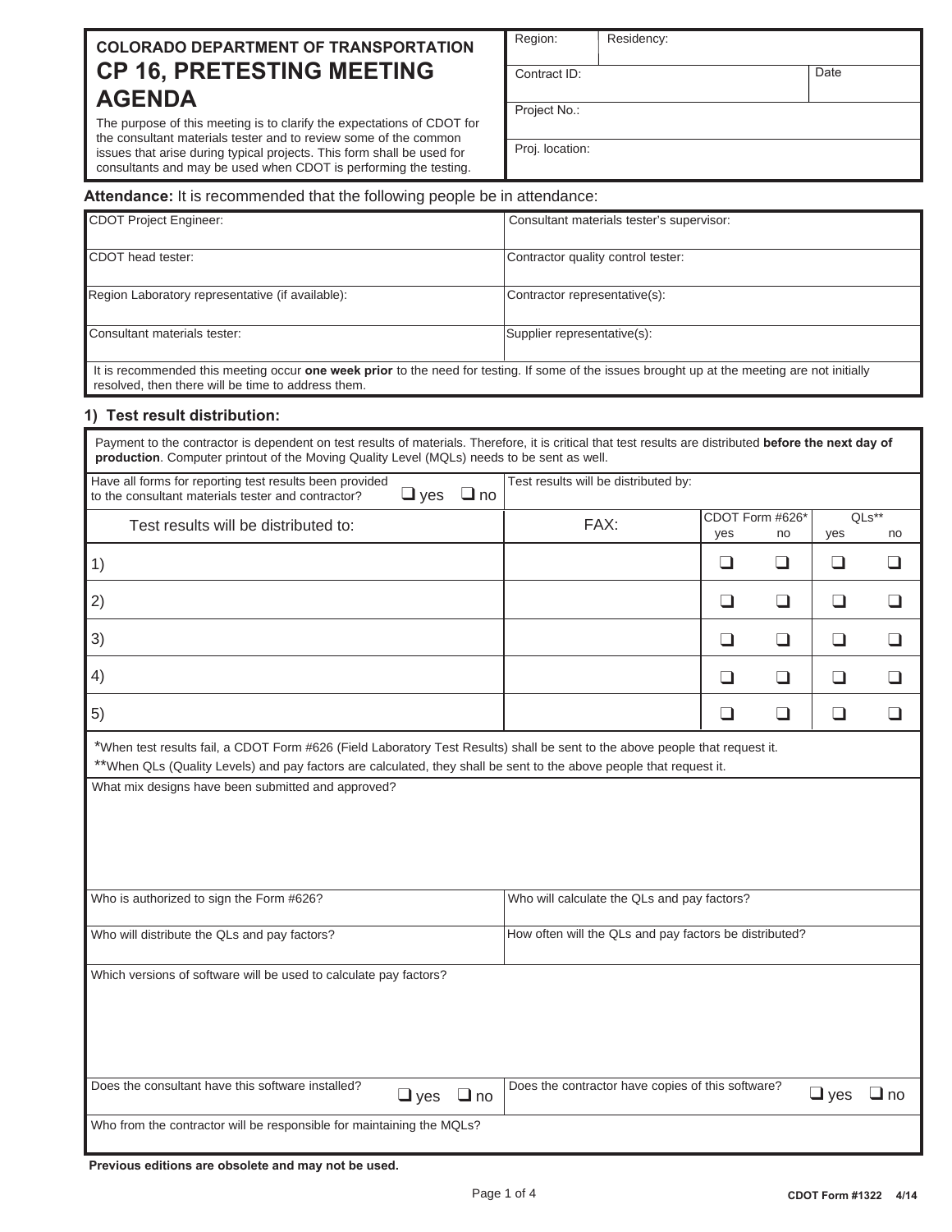# COLORADO DEPARTMENT OF TRANSPORTATION
# CP 16, PRETESTING MEETING AGENDA

The purpose of this meeting is to clarify the expectations of CDOT for the consultant materials tester and to review some of the common issues that arise during typical projects. This form shall be used for consultants and may be used when CDOT is performing the testing.

| Region: | Residency: | |
|---|---|---|
| Contract ID: | | Date |
| Project No.: | | |
| Proj. location: | | |

**Attendance:** It is recommended that the following people be in attendance:

| | |
|---|---|
| CDOT Project Engineer: | Consultant materials tester's supervisor: |
| CDOT head tester: | Contractor quality control tester: |
| Region Laboratory representative (if available): | Contractor representative(s): |
| Consultant materials tester: | Supplier representative(s): |

It is recommended this meeting occur **one week prior** to the need for testing. If some of the issues brought up at the meeting are not initially resolved, then there will be time to address them.

## 1) Test result distribution:

Payment to the contractor is dependent on test results of materials. Therefore, it is critical that test results are distributed **before the next day of production**. Computer printout of the Moving Quality Level (MQLs) needs to be sent as well.

| Have all forms for reporting test results been provided to the consultant materials tester and contractor? ❑ yes ❑ no | Test results will be distributed by: |
|---|---|

| Test results will be distributed to: | FAX: | CDOT Form #626* | | QLs** | |
|---|---|---|---|---|---|
| | | yes | no | yes | no |
| 1) | | ❑ | ❑ | ❑ | ❑ |
| 2) | | ❑ | ❑ | ❑ | ❑ |
| 3) | | ❑ | ❑ | ❑ | ❑ |
| 4) | | ❑ | ❑ | ❑ | ❑ |
| 5) | | ❑ | ❑ | ❑ | ❑ |

*When test results fail, a CDOT Form #626 (Field Laboratory Test Results) shall be sent to the above people that request it.

**When QLs (Quality Levels) and pay factors are calculated, they shall be sent to the above people that request it.

What mix designs have been submitted and approved?

| | |
|---|---|
| Who is authorized to sign the Form #626? | Who will calculate the QLs and pay factors? |
| Who will distribute the QLs and pay factors? | How often will the QLs and pay factors be distributed? |

Which versions of software will be used to calculate pay factors?

| | |
|---|---|
| Does the consultant have this software installed? ❑ yes ❑ no | Does the contractor have copies of this software? ❑ yes ❑ no |

Who from the contractor will be responsible for maintaining the MQLs?

**Previous editions are obsolete and may not be used.**

CDOT Form #1322 4/14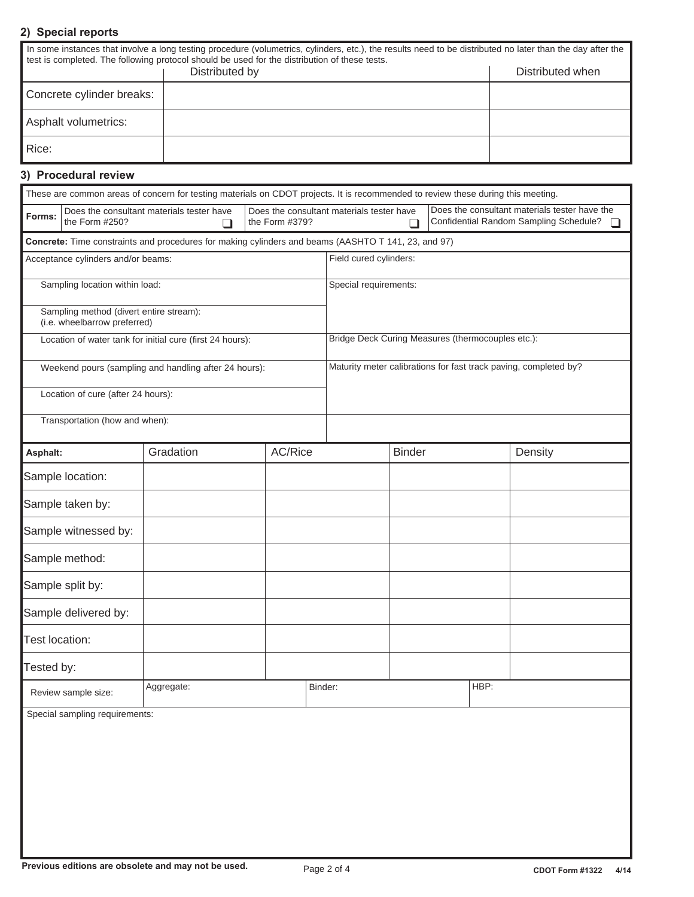## 2) Special reports

In some instances that involve a long testing procedure (volumetrics, cylinders, etc.), the results need to be distributed no later than the day after the test is completed. The following protocol should be used for the distribution of these tests.

| | Distributed by | Distributed when |
|---|---|---|
| Concrete cylinder breaks: | | |
| Asphalt volumetrics: | | |
| Rice: | | |

## 3) Procedural review

These are common areas of concern for testing materials on CDOT projects. It is recommended to review these during this meeting.

| Forms: | Does the consultant materials tester have the Form #250? ❑ | Does the consultant materials tester have the Form #379? ❑ | Does the consultant materials tester have the Confidential Random Sampling Schedule? ❑ |
|---|---|---|---|

**Concrete:** Time constraints and procedures for making cylinders and beams (AASHTO T 141, 23, and 97)

| | |
|---|---|
| Acceptance cylinders and/or beams: | Field cured cylinders: |
| Sampling location within load: | Special requirements: |
| Sampling method (divert entire stream): (i.e. wheelbarrow preferred) | |
| Location of water tank for initial cure (first 24 hours): | Bridge Deck Curing Measures (thermocouples etc.): |
| Weekend pours (sampling and handling after 24 hours): | Maturity meter calibrations for fast track paving, completed by? |
| Location of cure (after 24 hours): | |
| Transportation (how and when): | |

| **Asphalt:** | Gradation | AC/Rice | Binder | Density |
|---|---|---|---|---|
| Sample location: | | | | |
| Sample taken by: | | | | |
| Sample witnessed by: | | | | |
| Sample method: | | | | |
| Sample split by: | | | | |
| Sample delivered by: | | | | |
| Test location: | | | | |
| Tested by: | | | | |

| Review sample size: | Aggregate: | Binder: | HBP: |
|---|---|---|---|

Special sampling requirements:

Previous editions are obsolete and may not be used.

CDOT Form #1322 4/14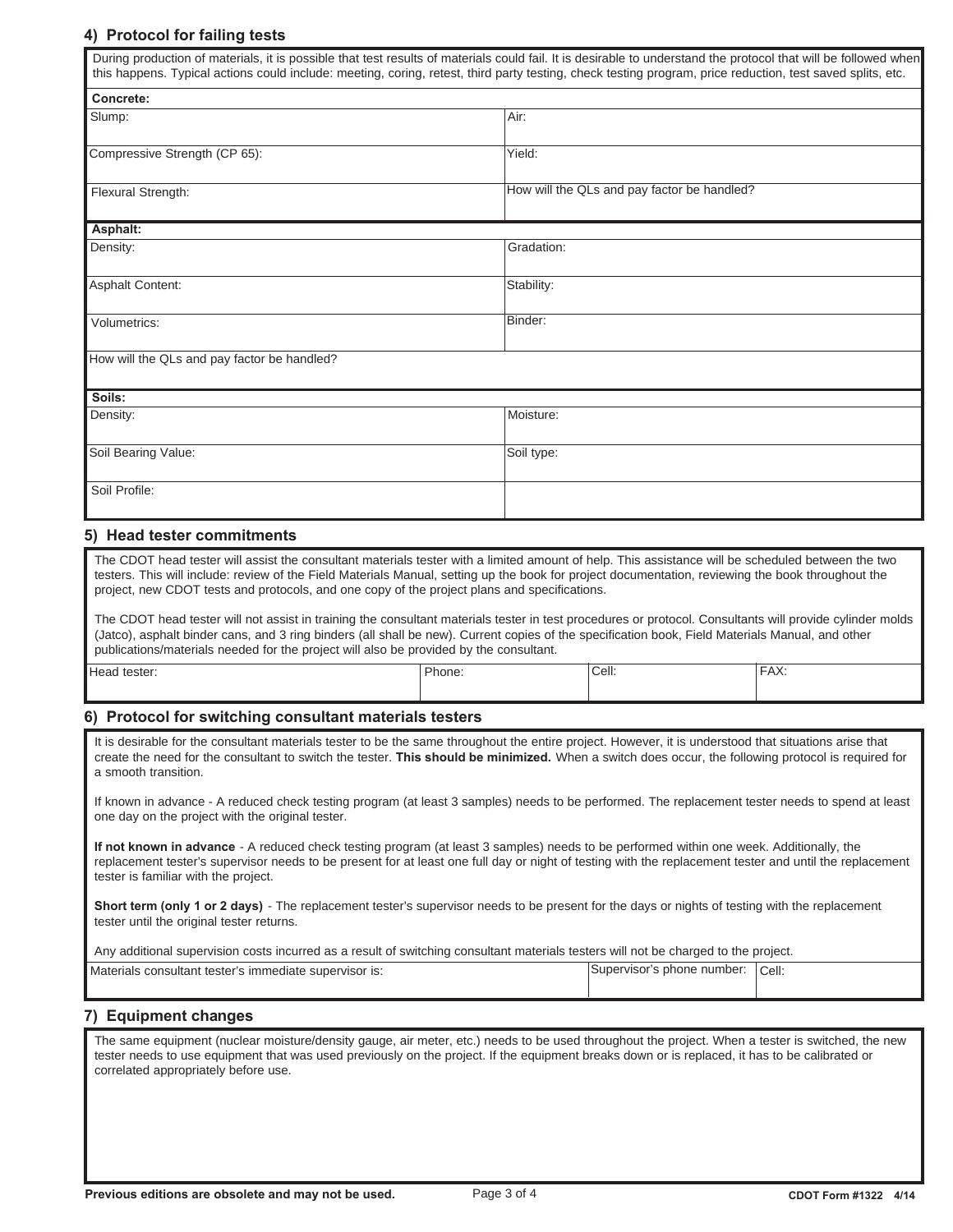## 4) Protocol for failing tests

During production of materials, it is possible that test results of materials could fail. It is desirable to understand the protocol that will be followed when this happens. Typical actions could include: meeting, coring, retest, third party testing, check testing program, price reduction, test saved splits, etc.

**Concrete:**

| | |
|---|---|
| Slump: | Air: |
| Compressive Strength (CP 65): | Yield: |
| Flexural Strength: | How will the QLs and pay factor be handled? |

**Asphalt:**

| | |
|---|---|
| Density: | Gradation: |
| Asphalt Content: | Stability: |
| Volumetrics: | Binder: |
| How will the QLs and pay factor be handled? | |

**Soils:**

| | |
|---|---|
| Density: | Moisture: |
| Soil Bearing Value: | Soil type: |
| Soil Profile: | |

## 5) Head tester commitments

The CDOT head tester will assist the consultant materials tester with a limited amount of help. This assistance will be scheduled between the two testers. This will include: review of the Field Materials Manual, setting up the book for project documentation, reviewing the book throughout the project, new CDOT tests and protocols, and one copy of the project plans and specifications.

The CDOT head tester will not assist in training the consultant materials tester in test procedures or protocol. Consultants will provide cylinder molds (Jatco), asphalt binder cans, and 3 ring binders (all shall be new). Current copies of the specification book, Field Materials Manual, and other publications/materials needed for the project will also be provided by the consultant.

| Head tester: | Phone: | Cell: | FAX: |
|---|---|---|---|
| | | | |

## 6) Protocol for switching consultant materials testers

It is desirable for the consultant materials tester to be the same throughout the entire project. However, it is understood that situations arise that create the need for the consultant to switch the tester. **This should be minimized.** When a switch does occur, the following protocol is required for a smooth transition.

If known in advance - A reduced check testing program (at least 3 samples) needs to be performed. The replacement tester needs to spend at least one day on the project with the original tester.

**If not known in advance** - A reduced check testing program (at least 3 samples) needs to be performed within one week. Additionally, the replacement tester's supervisor needs to be present for at least one full day or night of testing with the replacement tester and until the replacement tester is familiar with the project.

**Short term (only 1 or 2 days)** - The replacement tester's supervisor needs to be present for the days or nights of testing with the replacement tester until the original tester returns.

Any additional supervision costs incurred as a result of switching consultant materials testers will not be charged to the project.

| Materials consultant tester's immediate supervisor is: | Supervisor's phone number: | Cell: |
|---|---|---|
| | | |

## 7) Equipment changes

The same equipment (nuclear moisture/density gauge, air meter, etc.) needs to be used throughout the project. When a tester is switched, the new tester needs to use equipment that was used previously on the project. If the equipment breaks down or is replaced, it has to be calibrated or correlated appropriately before use.

**Previous editions are obsolete and may not be used.**

**CDOT Form #1322 4/14**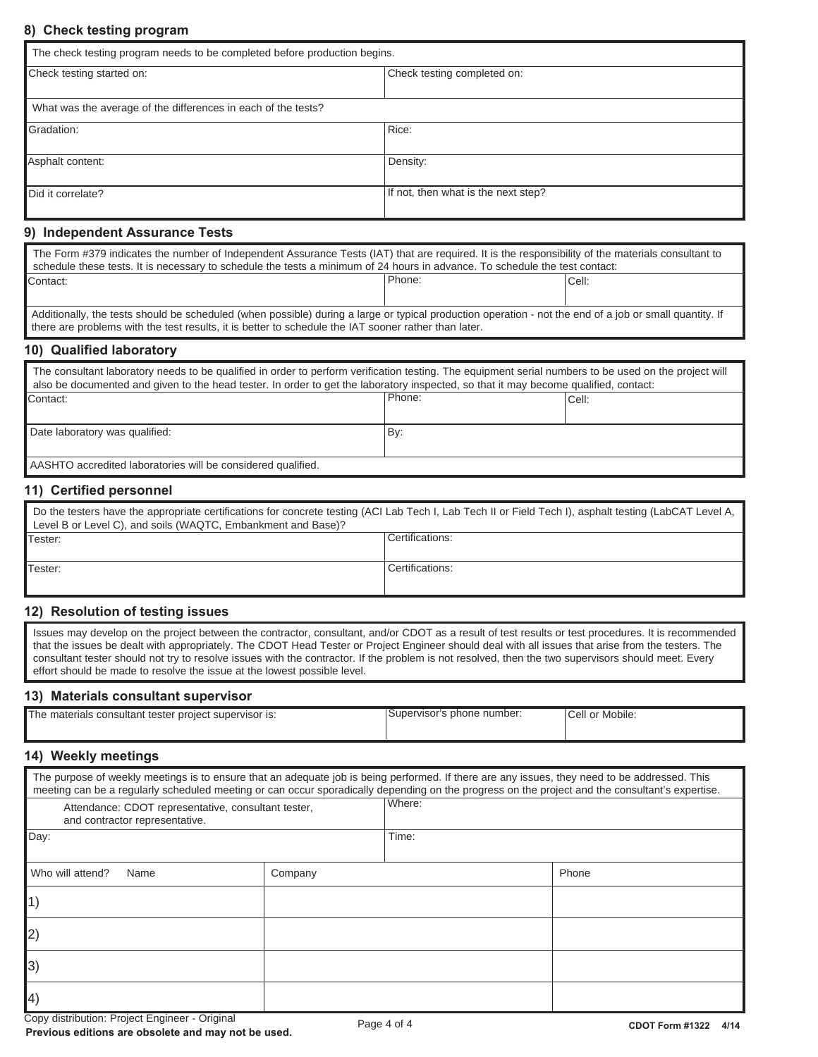## 8) Check testing program

| The check testing program needs to be completed before production begins. | |
|---|---|
| Check testing started on: | Check testing completed on: |
| What was the average of the differences in each of the tests? | |
| Gradation: | Rice: |
| Asphalt content: | Density: |
| Did it correlate? | If not, then what is the next step? |

## 9) Independent Assurance Tests

The Form #379 indicates the number of Independent Assurance Tests (IAT) that are required. It is the responsibility of the materials consultant to schedule these tests. It is necessary to schedule the tests a minimum of 24 hours in advance. To schedule the test contact:

| Contact: | Phone: | Cell: |
|---|---|---|

Additionally, the tests should be scheduled (when possible) during a large or typical production operation - not the end of a job or small quantity. If there are problems with the test results, it is better to schedule the IAT sooner rather than later.

## 10) Qualified laboratory

The consultant laboratory needs to be qualified in order to perform verification testing. The equipment serial numbers to be used on the project will also be documented and given to the head tester. In order to get the laboratory inspected, so that it may become qualified, contact:

| Contact: | Phone: | Cell: |
|---|---|---|
| Date laboratory was qualified: | By: | |

AASHTO accredited laboratories will be considered qualified.

## 11) Certified personnel

Do the testers have the appropriate certifications for concrete testing (ACI Lab Tech I, Lab Tech II or Field Tech I), asphalt testing (LabCAT Level A, Level B or Level C), and soils (WAQTC, Embankment and Base)?

| Tester: | Certifications: |
|---|---|
| Tester: | Certifications: |

## 12) Resolution of testing issues

Issues may develop on the project between the contractor, consultant, and/or CDOT as a result of test results or test procedures. It is recommended that the issues be dealt with appropriately. The CDOT Head Tester or Project Engineer should deal with all issues that arise from the testers. The consultant tester should not try to resolve issues with the contractor. If the problem is not resolved, then the two supervisors should meet. Every effort should be made to resolve the issue at the lowest possible level.

## 13) Materials consultant supervisor

| The materials consultant tester project supervisor is: | Supervisor's phone number: | Cell or Mobile: |
|---|---|---|

## 14) Weekly meetings

The purpose of weekly meetings is to ensure that an adequate job is being performed. If there are any issues, they need to be addressed. This meeting can be a regularly scheduled meeting or can occur sporadically depending on the progress on the project and the consultant's expertise.

| Attendance: CDOT representative, consultant tester, and contractor representative. | Where: |
|---|---|
| Day: | Time: |

| Who will attend? Name | Company | Phone |
|---|---|---|
| 1) | | |
| 2) | | |
| 3) | | |
| 4) | | |

Copy distribution: Project Engineer - Original

**Previous editions are obsolete and may not be used.**

**CDOT Form #1322 4/14**